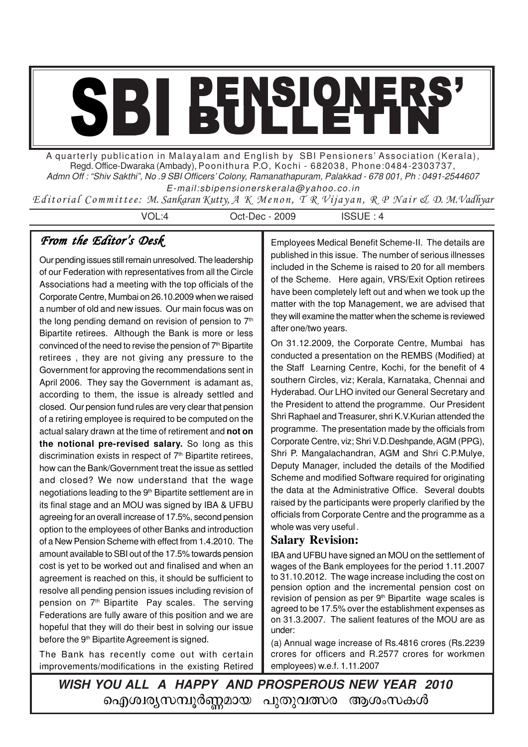# SBI PENSIONERS' BULLETIN

A quarterly publication in Malayalam and English by SBI Pensioners' Association (Kerala), Regd. Office-Dwaraka (Ambady), Poonithura P.O, Kochi - 682038, Phone:0484-2303737, *Admn Off : "Shiv Sakthi", No .9 SBI Officers' Colony, Ramanathapuram, Palakkad - 678 001, Ph : 0491-2544607*

*E-mail:sbipensionerskerala@yahoo.co.in*

*Editorial Committee: M. Sankaran Kutty, A K Menon, T R Vijayan, R P Nair & D. M.Vadhyar*

VOL:4 Oct-Dec - 2009 ISSUE : 4

## *From the Editor's Desk*

Our pending issues still remain unresolved. The leadership of our Federation with representatives from all the Circle Associations had a meeting with the top officials of the Corporate Centre, Mumbai on 26.10.2009 when we raised a number of old and new issues. Our main focus was on the long pending demand on revision of pension to 7th Bipartite retirees. Although the Bank is more or less convinced of the need to revise the pension of 7th Bipartite retirees , they are not giving any pressure to the Government for approving the recommendations sent in April 2006. They say the Government is adamant as, according to them, the issue is already settled and closed. Our pension fund rules are very clear that pension of a retiring employee is required to be computed on the actual salary drawn at the time of retirement and **not on the notional pre-revised salary.** So long as this discrimination exists in respect of 7th Bipartite retirees, how can the Bank/Government treat the issue as settled and closed? We now understand that the wage negotiations leading to the 9th Bipartite settlement are in its final stage and an MOU was signed by IBA & UFBU agreeing for an overall increase of 17.5%, second pension option to the employees of other Banks and introduction of a New Pension Scheme with effect from 1.4.2010. The amount available to SBI out of the 17.5% towards pension cost is yet to be worked out and finalised and when an agreement is reached on this, it should be sufficient to resolve all pending pension issues including revision of pension on 7th Bipartite Pay scales. The serving Federations are fully aware of this position and we are hopeful that they will do their best in solving our issue before the 9th Bipartite Agreement is signed.

The Bank has recently come out with certain improvements/modifications in the existing Retired Employees Medical Benefit Scheme-II. The details are published in this issue. The number of serious illnesses included in the Scheme is raised to 20 for all members of the Scheme. Here again, VRS/Exit Option retirees have been completely left out and when we took up the matter with the top Management, we are advised that they will examine the matter when the scheme is reviewed after one/two years.

On 31.12.2009, the Corporate Centre, Mumbai has conducted a presentation on the REMBS (Modified) at the Staff Learning Centre, Kochi, for the benefit of 4 southern Circles, viz; Kerala, Karnataka, Chennai and Hyderabad. Our LHO invited our General Secretary and the President to attend the programme. Our President Shri Raphael and Treasurer, shri K.V.Kurian attended the programme. The presentation made by the officials from Corporate Centre, viz; Shri V.D.Deshpande, AGM (PPG), Shri P. Mangalachandran, AGM and Shri C.P.Mulye, Deputy Manager, included the details of the Modified Scheme and modified Software required for originating the data at the Administrative Office. Several doubts raised by the participants were properly clarified by the officials from Corporate Centre and the programme as a whole was very useful .

### Salary Revision:

IBA and UFBU have signed an MOU on the settlement of wages of the Bank employees for the period 1.11.2007 to 31.10.2012. The wage increase including the cost on pension option and the incremental pension cost on revision of pension as per 9th Bipartite wage scales is agreed to be 17.5% over the establishment expenses as on 31.3.2007. The salient features of the MOU are as under:

(a) Annual wage increase of Rs.4816 crores (Rs.2239 crores for officers and R.2577 crores for workmen employees) w.e.f. 1.11.2007

***WISH YOU ALL A HAPPY AND PROSPEROUS NEW YEAR 2010***

ഐശ്വര്യസമ്പൂർണ്ണമായ പുതുവത്സര ആശംസകൾ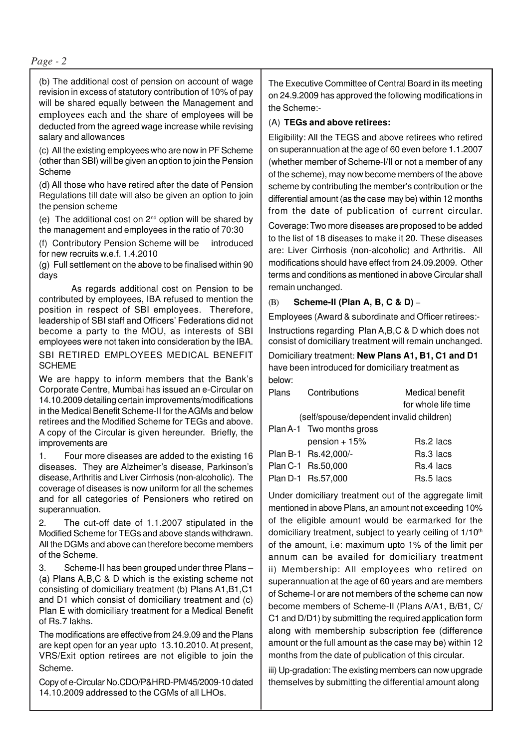(b) The additional cost of pension on account of wage revision in excess of statutory contribution of 10% of pay will be shared equally between the Management and employees each and the share of employees will be deducted from the agreed wage increase while revising salary and allowances

(c) All the existing employees who are now in PF Scheme (other than SBI) will be given an option to join the Pension Scheme

(d) All those who have retired after the date of Pension Regulations till date will also be given an option to join the pension scheme

(e) The additional cost on 2nd option will be shared by the management and employees in the ratio of 70:30

(f) Contributory Pension Scheme will be introduced for new recruits w.e.f. 1.4.2010

(g) Full settlement on the above to be finalised within 90 days

As regards additional cost on Pension to be contributed by employees, IBA refused to mention the position in respect of SBI employees. Therefore, leadership of SBI staff and Officers' Federations did not become a party to the MOU, as interests of SBI employees were not taken into consideration by the IBA.

## SBI RETIRED EMPLOYEES MEDICAL BENEFIT SCHEME

We are happy to inform members that the Bank's Corporate Centre, Mumbai has issued an e-Circular on 14.10.2009 detailing certain improvements/modifications in the Medical Benefit Scheme-II for the AGMs and below retirees and the Modified Scheme for TEGs and above. A copy of the Circular is given hereunder. Briefly, the improvements are

1. Four more diseases are added to the existing 16 diseases. They are Alzheimer's disease, Parkinson's disease, Arthritis and Liver Cirrhosis (non-alcoholic). The coverage of diseases is now uniform for all the schemes and for all categories of Pensioners who retired on superannuation.

2. The cut-off date of 1.1.2007 stipulated in the Modified Scheme for TEGs and above stands withdrawn. All the DGMs and above can therefore become members of the Scheme.

3. Scheme-II has been grouped under three Plans – (a) Plans A,B,C & D which is the existing scheme not consisting of domiciliary treatment (b) Plans A1,B1,C1 and D1 which consist of domiciliary treatment and (c) Plan E with domiciliary treatment for a Medical Benefit of Rs.7 lakhs.

The modifications are effective from 24.9.09 and the Plans are kept open for an year upto 13.10.2010. At present, VRS/Exit option retirees are not eligible to join the Scheme.

Copy of e-Circular No.CDO/P&HRD-PM/45/2009-10 dated 14.10.2009 addressed to the CGMs of all LHOs.

The Executive Committee of Central Board in its meeting on 24.9.2009 has approved the following modifications in the Scheme:-

### (A) TEGs and above retirees:

Eligibility: All the TEGS and above retirees who retired on superannuation at the age of 60 even before 1.1.2007 (whether member of Scheme-I/II or not a member of any of the scheme), may now become members of the above scheme by contributing the member's contribution or the differential amount (as the case may be) within 12 months from the date of publication of current circular.

Coverage: Two more diseases are proposed to be added to the list of 18 diseases to make it 20. These diseases are: Liver Cirrhosis (non-alcoholic) and Arthritis. All modifications should have effect from 24.09.2009. Other terms and conditions as mentioned in above Circular shall remain unchanged.

### (B) Scheme-II (Plan A, B, C & D) –

Employees (Award & subordinate and Officer retirees:-

Instructions regarding Plan A,B,C & D which does not consist of domiciliary treatment will remain unchanged.

Domiciliary treatment: **New Plans A1, B1, C1 and D1** have been introduced for domiciliary treatment as below:

| Plans | Contributions | Medical benefit for whole life time |
|---|---|---|
| | (self/spouse/dependent invalid children) | |
| Plan A-1 | Two months gross pension + 15% | Rs.2 lacs |
| Plan B-1 | Rs.42,000/- | Rs.3 lacs |
| Plan C-1 | Rs.50,000 | Rs.4 lacs |
| Plan D-1 | Rs.57,000 | Rs.5 lacs |

Under domiciliary treatment out of the aggregate limit mentioned in above Plans, an amount not exceeding 10% of the eligible amount would be earmarked for the domiciliary treatment, subject to yearly ceiling of 1/10th of the amount, i.e: maximum upto 1% of the limit per annum can be availed for domiciliary treatment

ii) Membership: All employees who retired on superannuation at the age of 60 years and are members of Scheme-I or are not members of the scheme can now become members of Scheme-II (Plans A/A1, B/B1, C/C1 and D/D1) by submitting the required application form along with membership subscription fee (difference amount or the full amount as the case may be) within 12 months from the date of publication of this circular.

iii) Up-gradation: The existing members can now upgrade themselves by submitting the differential amount along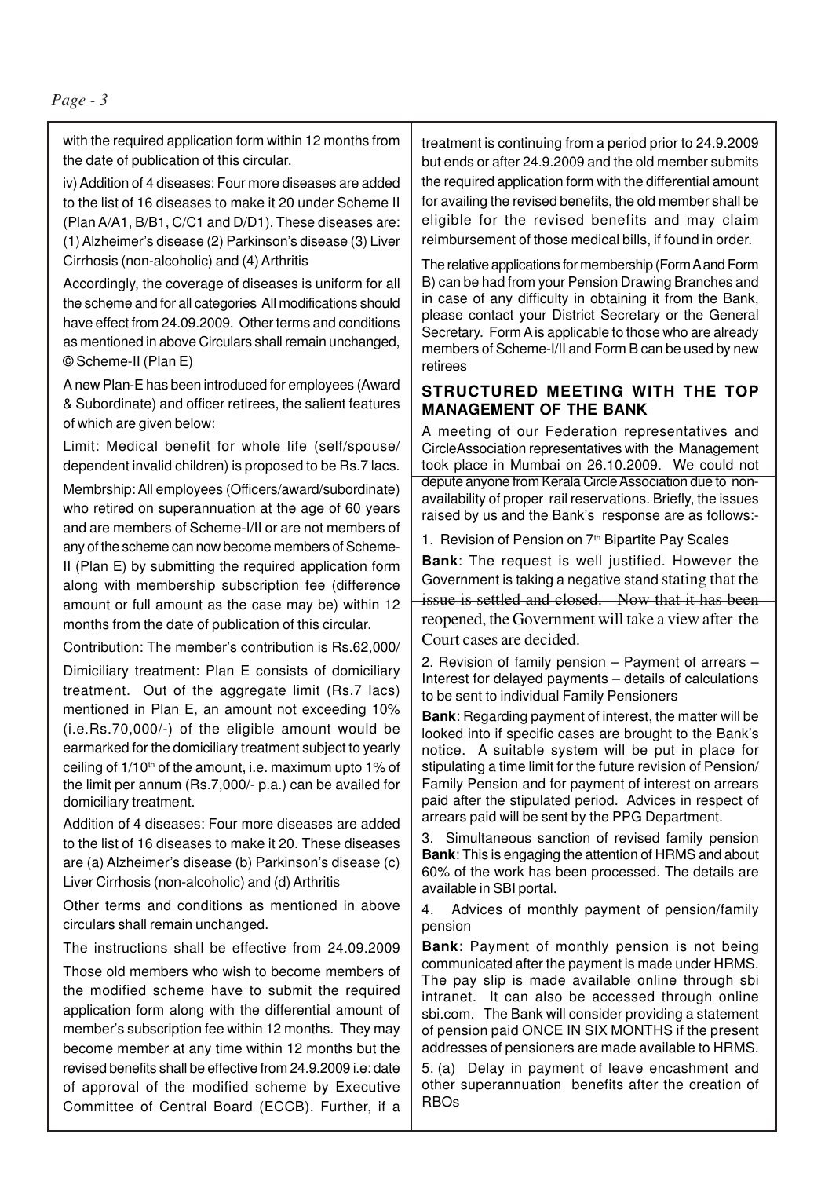with the required application form within 12 months from the date of publication of this circular.

iv) Addition of 4 diseases: Four more diseases are added to the list of 16 diseases to make it 20 under Scheme II (Plan A/A1, B/B1, C/C1 and D/D1). These diseases are: (1) Alzheimer's disease (2) Parkinson's disease (3) Liver Cirrhosis (non-alcoholic) and (4) Arthritis

Accordingly, the coverage of diseases is uniform for all the scheme and for all categories All modifications should have effect from 24.09.2009. Other terms and conditions as mentioned in above Circulars shall remain unchanged,

© Scheme-II (Plan E)

A new Plan-E has been introduced for employees (Award & Subordinate) and officer retirees, the salient features of which are given below:

Limit: Medical benefit for whole life (self/spouse/ dependent invalid children) is proposed to be Rs.7 lacs.

Membrship: All employees (Officers/award/subordinate) who retired on superannuation at the age of 60 years and are members of Scheme-I/II or are not members of any of the scheme can now become members of Scheme-II (Plan E) by submitting the required application form along with membership subscription fee (difference amount or full amount as the case may be) within 12 months from the date of publication of this circular.

Contribution: The member's contribution is Rs.62,000/

Dimiciliary treatment: Plan E consists of domiciliary treatment. Out of the aggregate limit (Rs.7 lacs) mentioned in Plan E, an amount not exceeding 10% (i.e.Rs.70,000/-) of the eligible amount would be earmarked for the domiciliary treatment subject to yearly ceiling of 1/10th of the amount, i.e. maximum upto 1% of the limit per annum (Rs.7,000/- p.a.) can be availed for domiciliary treatment.

Addition of 4 diseases: Four more diseases are added to the list of 16 diseases to make it 20. These diseases are (a) Alzheimer's disease (b) Parkinson's disease (c) Liver Cirrhosis (non-alcoholic) and (d) Arthritis

Other terms and conditions as mentioned in above circulars shall remain unchanged.

The instructions shall be effective from 24.09.2009

Those old members who wish to become members of the modified scheme have to submit the required application form along with the differential amount of member's subscription fee within 12 months. They may become member at any time within 12 months but the revised benefits shall be effective from 24.9.2009 i.e: date of approval of the modified scheme by Executive Committee of Central Board (ECCB). Further, if a treatment is continuing from a period prior to 24.9.2009 but ends or after 24.9.2009 and the old member submits the required application form with the differential amount for availing the revised benefits, the old member shall be eligible for the revised benefits and may claim reimbursement of those medical bills, if found in order.

The relative applications for membership (Form A and Form B) can be had from your Pension Drawing Branches and in case of any difficulty in obtaining it from the Bank, please contact your District Secretary or the General Secretary. Form A is applicable to those who are already members of Scheme-I/II and Form B can be used by new retirees

## STRUCTURED MEETING WITH THE TOP MANAGEMENT OF THE BANK

A meeting of our Federation representatives and CircleAssociation representatives with the Management took place in Mumbai on 26.10.2009. We could not depute anyone from Kerala Circle Association due to non-availability of proper rail reservations. Briefly, the issues raised by us and the Bank's response are as follows:-

1. Revision of Pension on 7th Bipartite Pay Scales

**Bank**: The request is well justified. However the Government is taking a negative stand stating that the issue is settled and closed. Now that it has been reopened, the Government will take a view after the Court cases are decided.

2. Revision of family pension – Payment of arrears – Interest for delayed payments – details of calculations to be sent to individual Family Pensioners

**Bank**: Regarding payment of interest, the matter will be looked into if specific cases are brought to the Bank's notice. A suitable system will be put in place for stipulating a time limit for the future revision of Pension/ Family Pension and for payment of interest on arrears paid after the stipulated period. Advices in respect of arrears paid will be sent by the PPG Department.

3. Simultaneous sanction of revised family pension

**Bank**: This is engaging the attention of HRMS and about 60% of the work has been processed. The details are available in SBI portal.

4. Advices of monthly payment of pension/family pension

**Bank**: Payment of monthly pension is not being communicated after the payment is made under HRMS. The pay slip is made available online through sbi intranet. It can also be accessed through online sbi.com. The Bank will consider providing a statement of pension paid ONCE IN SIX MONTHS if the present addresses of pensioners are made available to HRMS.

5. (a) Delay in payment of leave encashment and other superannuation benefits after the creation of RBOs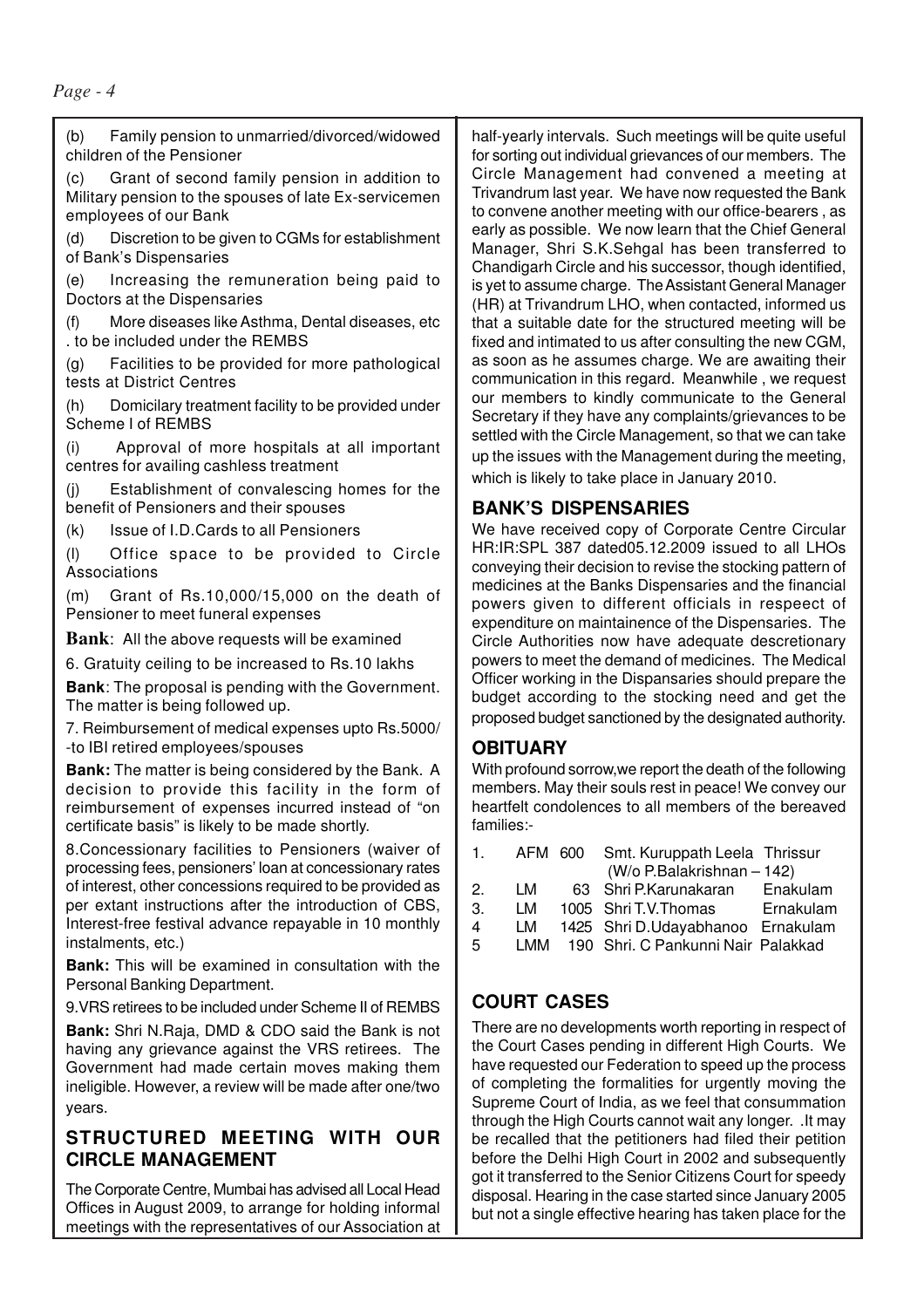(b) Family pension to unmarried/divorced/widowed children of the Pensioner

(c) Grant of second family pension in addition to Military pension to the spouses of late Ex-servicemen employees of our Bank

(d) Discretion to be given to CGMs for establishment of Bank's Dispensaries

(e) Increasing the remuneration being paid to Doctors at the Dispensaries

(f) More diseases like Asthma, Dental diseases, etc . to be included under the REMBS

(g) Facilities to be provided for more pathological tests at District Centres

(h) Domicilary treatment facility to be provided under Scheme I of REMBS

(i) Approval of more hospitals at all important centres for availing cashless treatment

(j) Establishment of convalescing homes for the benefit of Pensioners and their spouses

(k) Issue of I.D.Cards to all Pensioners

(l) Office space to be provided to Circle Associations

(m) Grant of Rs.10,000/15,000 on the death of Pensioner to meet funeral expenses

**Bank**: All the above requests will be examined

6. Gratuity ceiling to be increased to Rs.10 lakhs

**Bank**: The proposal is pending with the Government. The matter is being followed up.

7. Reimbursement of medical expenses upto Rs.5000/-to IBI retired employees/spouses

**Bank:** The matter is being considered by the Bank. A decision to provide this facility in the form of reimbursement of expenses incurred instead of "on certificate basis" is likely to be made shortly.

8.Concessionary facilities to Pensioners (waiver of processing fees, pensioners' loan at concessionary rates of interest, other concessions required to be provided as per extant instructions after the introduction of CBS, Interest-free festival advance repayable in 10 monthly instalments, etc.)

**Bank:** This will be examined in consultation with the Personal Banking Department.

9.VRS retirees to be included under Scheme II of REMBS

**Bank:** Shri N.Raja, DMD & CDO said the Bank is not having any grievance against the VRS retirees. The Government had made certain moves making them ineligible. However, a review will be made after one/two years.

## STRUCTURED MEETING WITH OUR CIRCLE MANAGEMENT

The Corporate Centre, Mumbai has advised all Local Head Offices in August 2009, to arrange for holding informal meetings with the representatives of our Association at half-yearly intervals. Such meetings will be quite useful for sorting out individual grievances of our members. The Circle Management had convened a meeting at Trivandrum last year. We have now requested the Bank to convene another meeting with our office-bearers , as early as possible. We now learn that the Chief General Manager, Shri S.K.Sehgal has been transferred to Chandigarh Circle and his successor, though identified, is yet to assume charge. The Assistant General Manager (HR) at Trivandrum LHO, when contacted, informed us that a suitable date for the structured meeting will be fixed and intimated to us after consulting the new CGM, as soon as he assumes charge. We are awaiting their communication in this regard. Meanwhile , we request our members to kindly communicate to the General Secretary if they have any complaints/grievances to be settled with the Circle Management, so that we can take up the issues with the Management during the meeting, which is likely to take place in January 2010.

## BANK'S DISPENSARIES

We have received copy of Corporate Centre Circular HR:IR:SPL 387 dated05.12.2009 issued to all LHOs conveying their decision to revise the stocking pattern of medicines at the Banks Dispensaries and the financial powers given to different officials in respeect of expenditure on maintainence of the Dispensaries. The Circle Authorities now have adequate descretionary powers to meet the demand of medicines. The Medical Officer working in the Dispansaries should prepare the budget according to the stocking need and get the proposed budget sanctioned by the designated authority.

## OBITUARY

With profound sorrow,we report the death of the following members. May their souls rest in peace! We convey our heartfelt condolences to all members of the bereaved families:-

| | | | | |
|---|---|---|---|---|
| 1. | AFM | 600 | Smt. Kuruppath Leela (W/o P.Balakrishnan – 142) | Thrissur |
| 2. | LM | 63 | Shri P.Karunakaran | Enakulam |
| 3. | LM | 1005 | Shri T.V.Thomas | Ernakulam |
| 4 | LM | 1425 | Shri D.Udayabhanoo | Ernakulam |
| 5 | LMM | 190 | Shri. C Pankunni Nair | Palakkad |

## COURT CASES

There are no developments worth reporting in respect of the Court Cases pending in different High Courts. We have requested our Federation to speed up the process of completing the formalities for urgently moving the Supreme Court of India, as we feel that consummation through the High Courts cannot wait any longer. .It may be recalled that the petitioners had filed their petition before the Delhi High Court in 2002 and subsequently got it transferred to the Senior Citizens Court for speedy disposal. Hearing in the case started since January 2005 but not a single effective hearing has taken place for the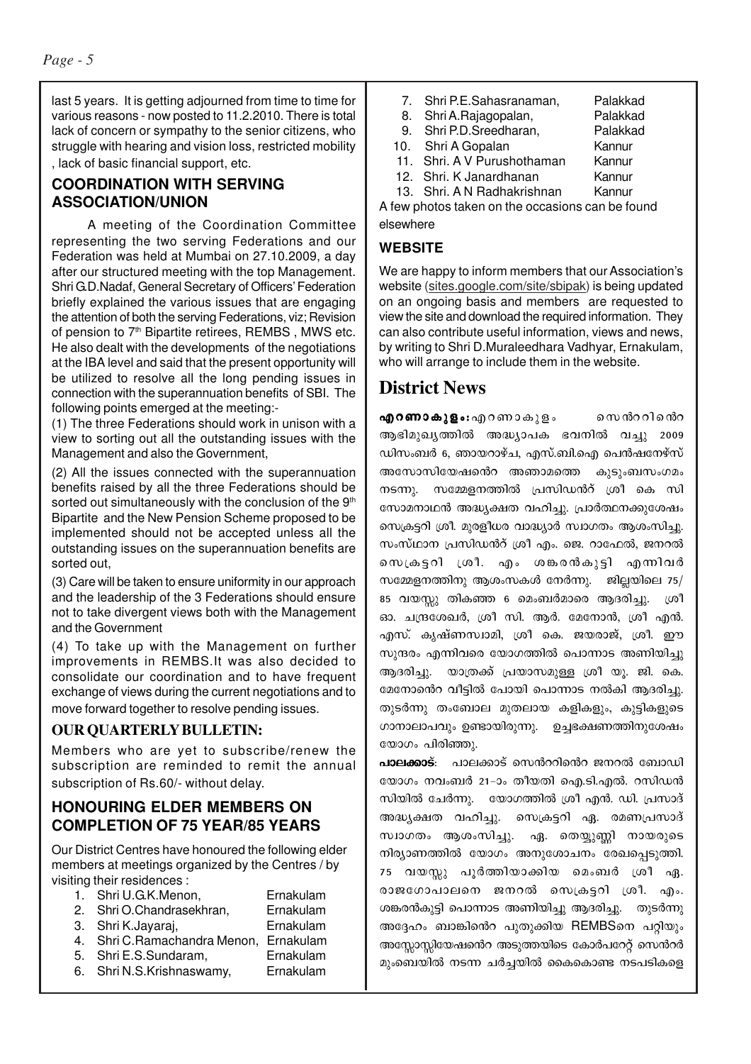last 5 years. It is getting adjourned from time to time for various reasons - now posted to 11.2.2010. There is total lack of concern or sympathy to the senior citizens, who struggle with hearing and vision loss, restricted mobility , lack of basic financial support, etc.

## COORDINATION WITH SERVING ASSOCIATION/UNION

A meeting of the Coordination Committee representing the two serving Federations and our Federation was held at Mumbai on 27.10.2009, a day after our structured meeting with the top Management. Shri G.D.Nadaf, General Secretary of Officers' Federation briefly explained the various issues that are engaging the attention of both the serving Federations, viz; Revision of pension to 7th Bipartite retirees, REMBS , MWS etc. He also dealt with the developments of the negotiations at the IBA level and said that the present opportunity will be utilized to resolve all the long pending issues in connection with the superannuation benefits of SBI. The following points emerged at the meeting:-

(1) The three Federations should work in unison with a view to sorting out all the outstanding issues with the Management and also the Government,

(2) All the issues connected with the superannuation benefits raised by all the three Federations should be sorted out simultaneously with the conclusion of the 9th Bipartite and the New Pension Scheme proposed to be implemented should not be accepted unless all the outstanding issues on the superannuation benefits are sorted out,

(3) Care will be taken to ensure uniformity in our approach and the leadership of the 3 Federations should ensure not to take divergent views both with the Management and the Government

(4) To take up with the Management on further improvements in REMBS.It was also decided to consolidate our coordination and to have frequent exchange of views during the current negotiations and to move forward together to resolve pending issues.

## OUR QUARTERLY BULLETIN:

Members who are yet to subscribe/renew the subscription are reminded to remit the annual subscription of Rs.60/- without delay.

## HONOURING ELDER MEMBERS ON COMPLETION OF 75 YEAR/85 YEARS

Our District Centres have honoured the following elder members at meetings organized by the Centres / by visiting their residences :

1. Shri U.G.K.Menon, Ernakulam
2. Shri O.Chandrasekhran, Ernakulam
3. Shri K.Jayaraj, Ernakulam
4. Shri C.Ramachandra Menon, Ernakulam
5. Shri E.S.Sundaram, Ernakulam
6. Shri N.S.Krishnaswamy, Ernakulam
7. Shri P.E.Sahasranaman, Palakkad
8. Shri A.Rajagopalan, Palakkad
9. Shri P.D.Sreedharan, Palakkad
10. Shri A Gopalan Kannur
11. Shri. A V Purushothaman Kannur
12. Shri. K Janardhanan Kannur
13. Shri. A N Radhakrishnan Kannur

A few photos taken on the occasions can be found elsewhere

## WEBSITE

We are happy to inform members that our Association's website (sites.google.com/site/sbipak) is being updated on an ongoing basis and members are requested to view the site and download the required information. They can also contribute useful information, views and news, by writing to Shri D.Muraleedhara Vadhyar, Ernakulam, who will arrange to include them in the website.

# District News

**എറണാകുളം:** എറണാകുളം സെൻററിൻെറ ആഭിമുഖ്യത്തിൽ അദ്ധ്യാപക ഭവനിൽ വച്ചു 2009 ഡിസംബർ 6, ഞായറാഴ്ച, എസ്.ബി.ഐ പെൻഷനേഴ്സ് അസോസിയേഷൻെറ അഞ്ചാമത്തെ കുടുംബസംഗമം നടന്നു. സമ്മേളനത്തിൽ പ്രസിഡൻറ് ശ്രീ കെ സി സോമനാഥൻ അദ്ധ്യക്ഷത വഹിച്ചു. പ്രാർത്ഥനക്കുശേഷം സെക്രട്ടറി ശ്രീ. മുരളീധര വാദ്ധ്യാർ സ്വാഗതം ആശംസിച്ചു. സംസ്ഥാന പ്രസിഡൻറ് ശ്രീ എം. ജെ. റാഫേൽ, ജനറൽ സെക്രട്ടറി ശ്രീ. എം. ശങ്കരൻകുട്ടി എന്നിവർ സമ്മേളനത്തിനു ആശംസകൾ നേർന്നു. ജില്ലയിലെ 75/85 വയസ്സു തികഞ്ഞ 6 മെംബർമാരെ ആദരിച്ചു. ശ്രീ ഓ. ചന്ദ്രശേഖർ, ശ്രീ സി. ആർ. മേനോൻ, ശ്രീ എൻ. എസ്. കൃഷ്ണസ്വാമി, ശ്രീ കെ. ജയരാജ്, ശ്രീ. ഈ സുന്ദരം എന്നിവരെ യോഗത്തിൽ പൊന്നാട അണിയിച്ചു ആദരിച്ചു. യാത്രക്ക് പ്രയാസമുള്ള ശ്രീ യൂ. ജി. കെ. മേനോൻെറ വീട്ടിൽ പോയി പൊന്നാട നൽകി ആദരിച്ചു. തുടർന്നു തംബോല മുതലായ കളികളും, കുട്ടികളുടെ ഗാനാലാപവും ഉണ്ടായിരുന്നു. ഉച്ചഭക്ഷണത്തിനുശേഷം യോഗം പിരിഞ്ഞു.

**പാലക്കാട്:** പാലക്കാട് സെൻററിൻെറ ജനറൽ ബോഡി യോഗം നവംബർ 21-ാം തീയതി ഐ.ടി.എൽ. റസിഡൻസിയിൽ ചേർന്നു. യോഗത്തിൽ ശ്രീ എൻ. ഡി. പ്രസാദ് അദ്ധ്യക്ഷത വഹിച്ചു. സെക്രട്ടറി ഏ. രമണപ്രസാദ് സ്വാഗതം ആശംസിച്ചു. ഏ. തെയ്യുണ്ണി നായരുടെ നിര്യാണത്തിൽ യോഗം അനുശോചനം രേഖപ്പെടുത്തി. 75 വയസ്സു പൂർത്തിയാക്കിയ മെംബർ ശ്രീ ഏ. രാജഗോപാലനെ ജനറൽ സെക്രട്ടറി ശ്രീ. എം. ശങ്കരൻകുട്ടി പൊന്നാട അണിയിച്ചു ആദരിച്ചു. തുടർന്നു അദ്ദേഹം ബാങ്കിൻെറ പുതുക്കിയ REMBSനെ പറ്റിയും അസ്സോസ്സിയേഷൻെറ അടുത്തയിടെ കോർപറേറ്റ് സെൻറർ മുംബെയിൽ നടന്ന ചർച്ചയിൽ കൈകൊണ്ട നടപടികളെ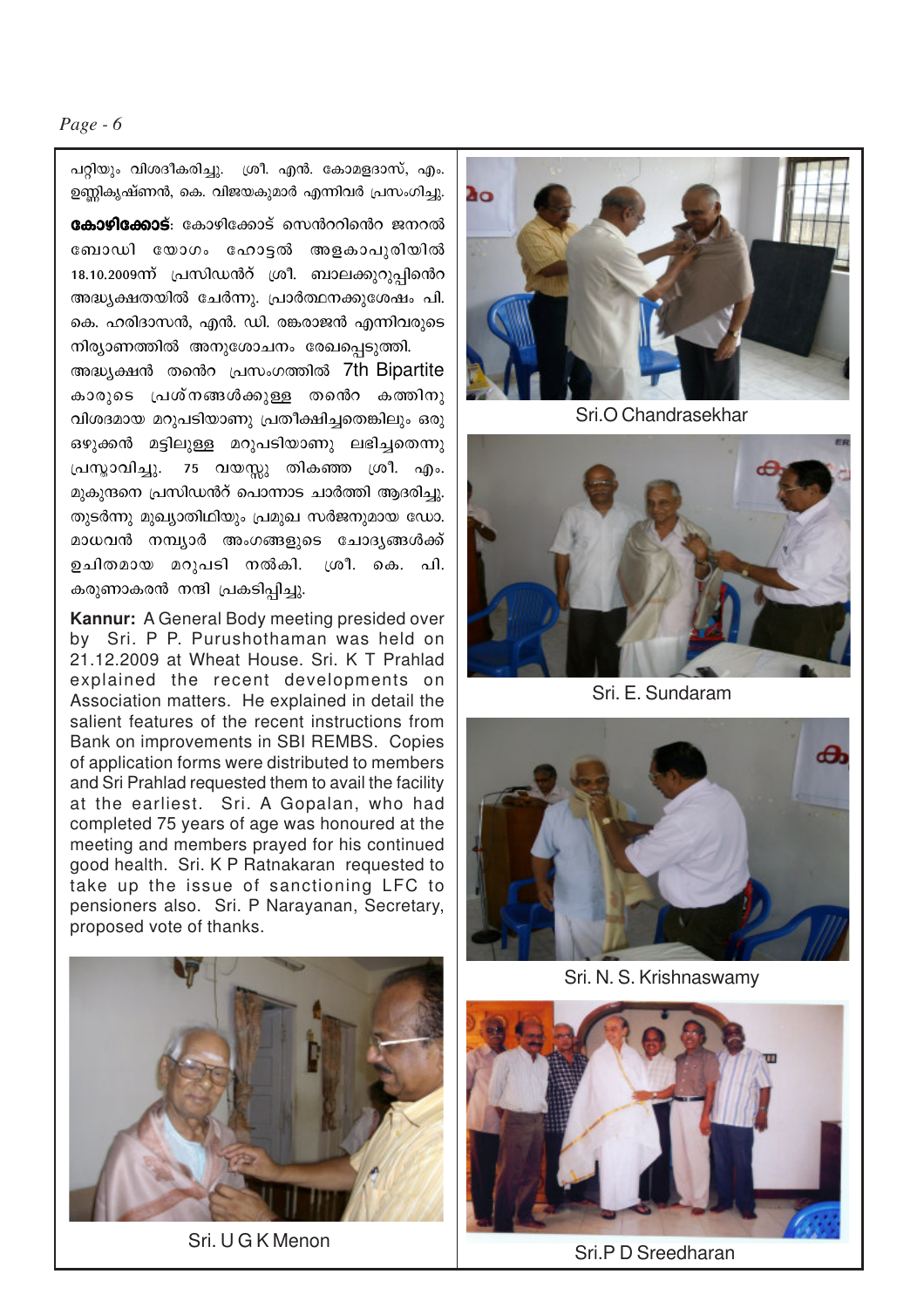പറ്റിയും വിശദീകരിച്ചു. ശ്രീ. എൻ. കോമളദാസ്, എം. ഉണ്ണികൃഷ്ണൻ, കെ. വിജയകുമാർ എന്നിവർ പ്രസംഗിച്ചു.

**കോഴിക്കോട്**: കോഴിക്കോട് സെൻററിൻെറ ജനറൽ ബോഡി യോഗം ഹോട്ടൽ അളകാപുരിയിൽ 18.10.2009ന് പ്രസിഡൻറ് ശ്രീ. ബാലക്കുറുപ്പിൻെറ അദ്ധ്യക്ഷതയിൽ ചേർന്നു. പ്രാർത്ഥനക്കുശേഷം പി. കെ. ഹരിദാസൻ, എൻ. ഡി. രങ്കരാജൻ എന്നിവരുടെ നിര്യാണത്തിൽ അനുശോചനം രേഖപ്പെടുത്തി. അദ്ധ്യക്ഷൻ തൻെറ പ്രസംഗത്തിൽ 7th Bipartite കാരുടെ പ്രശ്നങ്ങൾക്കുള്ള തൻെറ കത്തിനു വിശദമായ മറുപടിയാണു പ്രതീക്ഷിച്ചതെങ്കിലും ഒരു ഒഴുക്കൻ മട്ടിലുള്ള മറുപടിയാണു ലഭിച്ചതെന്നു പ്രസ്താവിച്ചു. 75 വയസ്സു തികഞ്ഞ ശ്രീ. എം. മുകുന്ദനെ പ്രസിഡൻറ് പൊന്നാട ചാർത്തി ആദരിച്ചു. തുടർന്നു മുഖ്യാതിഥിയും പ്രമുഖ സർജനുമായ ഡോ. മാധവൻ നമ്പ്യാർ അംഗങ്ങളുടെ ചോദ്യങ്ങൾക്ക് ഉചിതമായ മറുപടി നൽകി. ശ്രീ. കെ. പി. കരുണാകരൻ നന്ദി പ്രകടിപ്പിച്ചു.

**Kannur:** A General Body meeting presided over by Sri. P P. Purushothaman was held on 21.12.2009 at Wheat House. Sri. K T Prahlad explained the recent developments on Association matters. He explained in detail the salient features of the recent instructions from Bank on improvements in SBI REMBS. Copies of application forms were distributed to members and Sri Prahlad requested them to avail the facility at the earliest. Sri. A Gopalan, who had completed 75 years of age was honoured at the meeting and members prayed for his continued good health. Sri. K P Ratnakaran requested to take up the issue of sanctioning LFC to pensioners also. Sri. P Narayanan, Secretary, proposed vote of thanks.

Sri. U G K Menon

Sri.O Chandrasekhar

Sri. E. Sundaram

Sri. N. S. Krishnaswamy

Sri.P D Sreedharan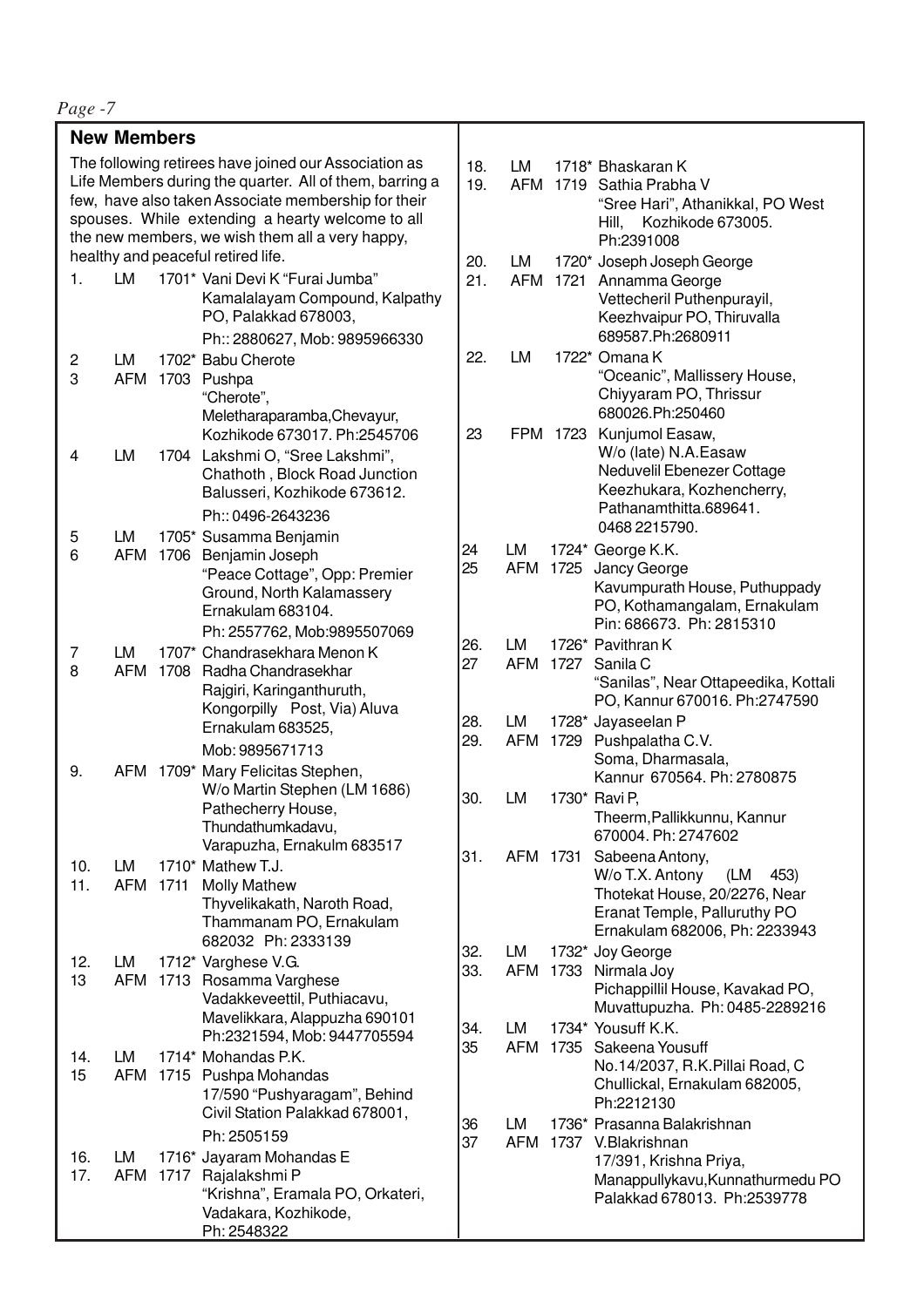## New Members

The following retirees have joined our Association as Life Members during the quarter. All of them, barring a few, have also taken Associate membership for their spouses. While extending a hearty welcome to all the new members, we wish them all a very happy, healthy and peaceful retired life.

1. LM 1701* Vani Devi K "Furai Jumba" Kamalalayam Compound, Kalpathy PO, Palakkad 678003, Ph:: 2880627, Mob: 9895966330
2. LM 1702* Babu Cherote
3. AFM 1703 Pushpa "Cherote", Meletharaparamba,Chevayur, Kozhikode 673017. Ph:2545706
4. LM 1704 Lakshmi O, "Sree Lakshmi", Chathoth , Block Road Junction Balusseri, Kozhikode 673612. Ph:: 0496-2643236
5. LM 1705* Susamma Benjamin
6. AFM 1706 Benjamin Joseph "Peace Cottage", Opp: Premier Ground, North Kalamassery Ernakulam 683104. Ph: 2557762, Mob:9895507069
7. LM 1707* Chandrasekhara Menon K
8. AFM 1708 Radha Chandrasekhar Rajgiri, Karinganthuruth, Kongorpilly Post, Via) Aluva Ernakulam 683525, Mob: 9895671713
9. AFM 1709* Mary Felicitas Stephen, W/o Martin Stephen (LM 1686) Pathecherry House, Thundathumkadavu, Varapuzha, Ernakulm 683517
10. LM 1710* Mathew T.J.
11. AFM 1711 Molly Mathew Thyvelikakath, Naroth Road, Thammanam PO, Ernakulam 682032 Ph: 2333139
12. LM 1712* Varghese V.G.
13. AFM 1713 Rosamma Varghese Vadakkeveettil, Puthiacavu, Mavelikkara, Alappuzha 690101 Ph:2321594, Mob: 9447705594
14. LM 1714* Mohandas P.K.
15. AFM 1715 Pushpa Mohandas 17/590 "Pushyaragam", Behind Civil Station Palakkad 678001, Ph: 2505159
16. LM 1716* Jayaram Mohandas E
17. AFM 1717 Rajalakshmi P "Krishna", Eramala PO, Orkateri, Vadakara, Kozhikode, Ph: 2548322
18. LM 1718* Bhaskaran K
19. AFM 1719 Sathia Prabha V "Sree Hari", Athanikkal, PO West Hill, Kozhikode 673005. Ph:2391008
20. LM 1720* Joseph Joseph George
21. AFM 1721 Annamma George Vettecheril Puthenpurayil, Keezhvaipur PO, Thiruvalla 689587.Ph:2680911
22. LM 1722* Omana K "Oceanic", Mallissery House, Chiyyaram PO, Thrissur 680026.Ph:250460
23. FPM 1723 Kunjumol Easaw, W/o (late) N.A.Easaw Neduvelil Ebenezer Cottage Keezhukara, Kozhencherry, Pathanamthitta.689641. 0468 2215790.
24. LM 1724* George K.K.
25. AFM 1725 Jancy George Kavumpurath House, Puthuppady PO, Kothamangalam, Ernakulam Pin: 686673. Ph: 2815310
26. LM 1726* Pavithran K
27. AFM 1727 Sanila C "Sanilas", Near Ottapeedika, Kottali PO, Kannur 670016. Ph:2747590
28. LM 1728* Jayaseelan P
29. AFM 1729 Pushpalatha C.V. Soma, Dharmasala, Kannur 670564. Ph: 2780875
30. LM 1730* Ravi P, Theerm,Pallikkunnu, Kannur 670004. Ph: 2747602
31. AFM 1731 Sabeena Antony, W/o T.X. Antony (LM 453) Thotekat House, 20/2276, Near Eranat Temple, Palluruthy PO Ernakulam 682006, Ph: 2233943
32. LM 1732* Joy George
33. AFM 1733 Nirmala Joy Pichappillil House, Kavakad PO, Muvattupuzha. Ph: 0485-2289216
34. LM 1734* Yousuff K.K.
35. AFM 1735 Sakeena Yousuff No.14/2037, R.K.Pillai Road, C Chullickal, Ernakulam 682005, Ph:2212130
36. LM 1736* Prasanna Balakrishnan
37. AFM 1737 V.Blakrishnan 17/391, Krishna Priya, Manappullykavu,Kunnathurmedu PO Palakkad 678013. Ph:2539778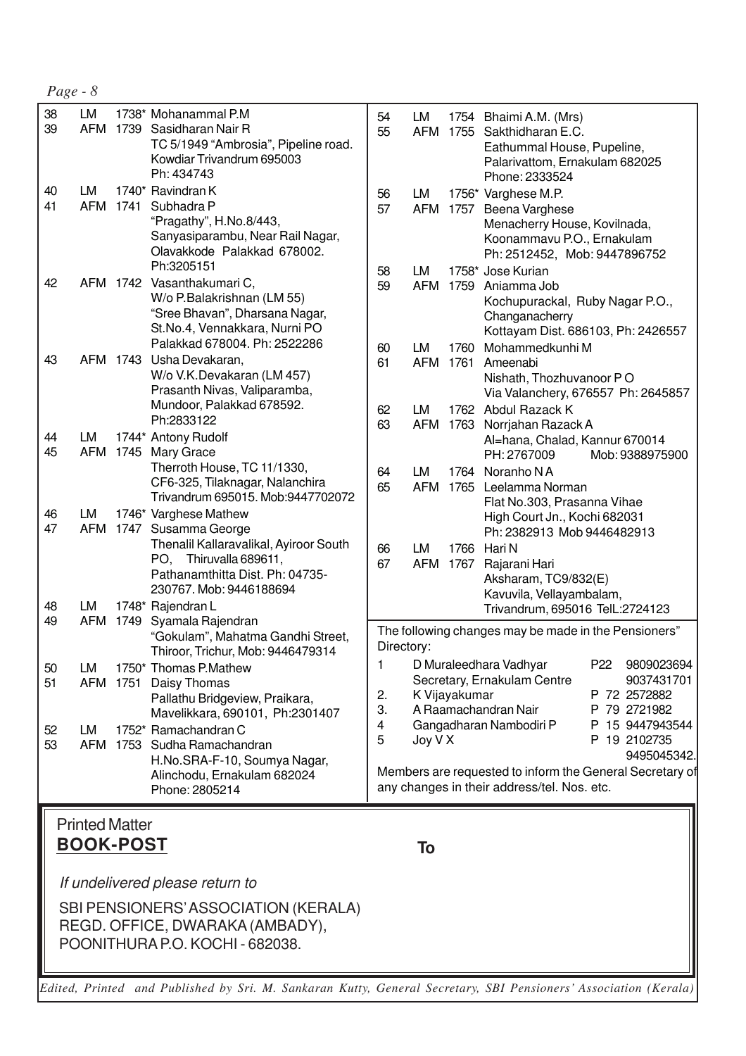| | | | |
|---|---|---|---|
| 38 | LM | 1738* | Mohanammal P.M |
| 39 | AFM | 1739 | Sasidharan Nair R<br>TC 5/1949 "Ambrosia", Pipeline road.<br>Kowdiar Trivandrum 695003<br>Ph: 434743 |
| 40 | LM | 1740* | Ravindran K |
| 41 | AFM | 1741 | Subhadra P<br>"Pragathy", H.No.8/443,<br>Sanyasiparambu, Near Rail Nagar,<br>Olavakkode Palakkad 678002.<br>Ph:3205151 |
| 42 | AFM | 1742 | Vasanthakumari C,<br>W/o P.Balakrishnan (LM 55)<br>"Sree Bhavan", Dharsana Nagar,<br>St.No.4, Vennakkara, Nurni PO<br>Palakkad 678004. Ph: 2522286 |
| 43 | AFM | 1743 | Usha Devakaran,<br>W/o V.K.Devakaran (LM 457)<br>Prasanth Nivas, Valiparamba,<br>Mundoor, Palakkad 678592.<br>Ph:2833122 |
| 44 | LM | 1744* | Antony Rudolf |
| 45 | AFM | 1745 | Mary Grace<br>Therroth House, TC 11/1330,<br>CF6-325, Tilaknagar, Nalanchira<br>Trivandrum 695015. Mob:9447702072 |
| 46 | LM | 1746* | Varghese Mathew |
| 47 | AFM | 1747 | Susamma George<br>Thenalil Kallaravalikal, Ayiroor South<br>PO, Thiruvalla 689611,<br>Pathanamthitta Dist. Ph: 04735-230767. Mob: 9446188694 |
| 48 | LM | 1748* | Rajendran L |
| 49 | AFM | 1749 | Syamala Rajendran<br>"Gokulam", Mahatma Gandhi Street,<br>Thiroor, Trichur, Mob: 9446479314 |
| 50 | LM | 1750* | Thomas P.Mathew |
| 51 | AFM | 1751 | Daisy Thomas<br>Pallathu Bridgeview, Praikara,<br>Mavelikkara, 690101, Ph:2301407 |
| 52 | LM | 1752* | Ramachandran C |
| 53 | AFM | 1753 | Sudha Ramachandran<br>H.No.SRA-F-10, Soumya Nagar,<br>Alinchodu, Ernakulam 682024<br>Phone: 2805214 |
| 54 | LM | 1754 | Bhaimi A.M. (Mrs) |
| 55 | AFM | 1755 | Sakthidharan E.C.<br>Eathummal House, Pupeline,<br>Palarivattom, Ernakulam 682025<br>Phone: 2333524 |
| 56 | LM | 1756* | Varghese M.P. |
| 57 | AFM | 1757 | Beena Varghese<br>Menacherry House, Kovilnada,<br>Koonammavu P.O., Ernakulam<br>Ph: 2512452, Mob: 9447896752 |
| 58 | LM | 1758* | Jose Kurian |
| 59 | AFM | 1759 | Aniamma Job<br>Kochupurackal, Ruby Nagar P.O.,<br>Changanacherry<br>Kottayam Dist. 686103, Ph: 2426557 |
| 60 | LM | 1760 | Mohammedkunhi M |
| 61 | AFM | 1761 | Ameenabi<br>Nishath, Thozhuvanoor P O<br>Via Valanchery, 676557 Ph: 2645857 |
| 62 | LM | 1762 | Abdul Razack K |
| 63 | AFM | 1763 | Norrjahan Razack A<br>Al=hana, Chalad, Kannur 670014<br>PH: 2767009 Mob: 9388975900 |
| 64 | LM | 1764 | Noranho N A |
| 65 | AFM | 1765 | Leelamma Norman<br>Flat No.303, Prasanna Vihae<br>High Court Jn., Kochi 682031<br>Ph: 2382913 Mob 9446482913 |
| 66 | LM | 1766 | Hari N |
| 67 | AFM | 1767 | Rajarani Hari<br>Aksharam, TC9/832(E)<br>Kavuvila, Vellayambalam,<br>Trivandrum, 695016 TelL:2724123 |

The following changes may be made in the Pensioners" Directory:

| | | | |
|---|---|---|---|
| 1 | D Muraleedhara Vadhyar<br>Secretary, Ernakulam Centre | P22 | 9809023694<br>9037431701 |
| 2. | K Vijayakumar | P 72 | 2572882 |
| 3. | A Raamachandran Nair | P 79 | 2721982 |
| 4 | Gangadharan Nambodiri P | P 15 | 9447943544 |
| 5 | Joy V X | P 19 | 2102735<br>9495045342. |

Members are requested to inform the General Secretary of any changes in their address/tel. Nos. etc.

Printed Matter
**BOOK-POST**

**To**

*If undelivered please return to*

SBI PENSIONERS' ASSOCIATION (KERALA)
REGD. OFFICE, DWARAKA (AMBADY),
POONITHURA P.O. KOCHI - 682038.

*Edited, Printed and Published by Sri. M. Sankaran Kutty, General Secretary, SBI Pensioners' Association (Kerala)*